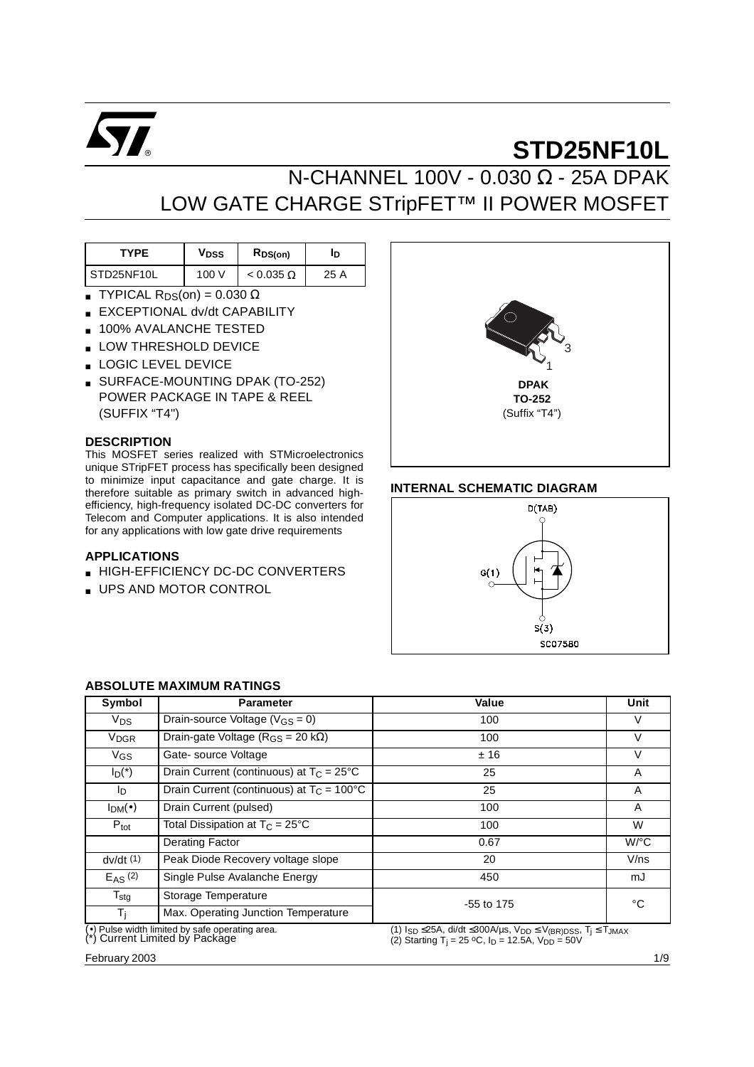# STD25NF10L

## N-CHANNEL 100V - 0.030 Ω - 25A DPAK LOW GATE CHARGE STripFET™ II POWER MOSFET

| TYPE | $V_{DSS}$ | $R_{DS(on)}$ | $I_D$ |
|---|---|---|---|
| STD25NF10L | 100 V | < 0.035 Ω | 25 A |

- TYPICAL $R_{DS}$(on) = 0.030 Ω
- EXCEPTIONAL dv/dt CAPABILITY
- 100% AVALANCHE TESTED
- LOW THRESHOLD DEVICE
- LOGIC LEVEL DEVICE
- SURFACE-MOUNTING DPAK (TO-252) POWER PACKAGE IN TAPE & REEL (SUFFIX "T4")

DPAK
TO-252
(Suffix "T4")

### DESCRIPTION

This MOSFET series realized with STMicroelectronics unique STripFET process has specifically been designed to minimize input capacitance and gate charge. It is therefore suitable as primary switch in advanced high-efficiency, high-frequency isolated DC-DC converters for Telecom and Computer applications. It is also intended for any applications with low gate drive requirements

### APPLICATIONS

- HIGH-EFFICIENCY DC-DC CONVERTERS
- UPS AND MOTOR CONTROL

### INTERNAL SCHEMATIC DIAGRAM

D(TAB)
G(1)
S(3)
SC07580

### ABSOLUTE MAXIMUM RATINGS

| Symbol | Parameter | Value | Unit |
|---|---|---|---|
| $V_{DS}$ | Drain-source Voltage ($V_{GS}$ = 0) | 100 | V |
| $V_{DGR}$ | Drain-gate Voltage ($R_{GS}$ = 20 kΩ) | 100 | V |
| $V_{GS}$ | Gate- source Voltage | ± 16 | V |
| $I_D$(*) | Drain Current (continuous) at $T_C$ = 25°C | 25 | A |
| $I_D$ | Drain Current (continuous) at $T_C$ = 100°C | 25 | A |
| $I_{DM}$(•) | Drain Current (pulsed) | 100 | A |
| $P_{tot}$ | Total Dissipation at $T_C$ = 25°C | 100 | W |
| | Derating Factor | 0.67 | W/°C |
| dv/dt (1) | Peak Diode Recovery voltage slope | 20 | V/ns |
| $E_{AS}$ (2) | Single Pulse Avalanche Energy | 450 | mJ |
| $T_{stg}$ | Storage Temperature | -55 to 175 | °C |
| $T_j$ | Max. Operating Junction Temperature | | |

(•) Pulse width limited by safe operating area.
(*) Current Limited by Package

(1) $I_{SD}$ ≤25A, di/dt ≤300A/µs, $V_{DD}$ ≤ $V_{(BR)DSS}$, $T_j$ ≤ $T_{JMAX}$
(2) Starting $T_j$ = 25 °C, $I_D$ = 12.5A, $V_{DD}$ = 50V

February 2003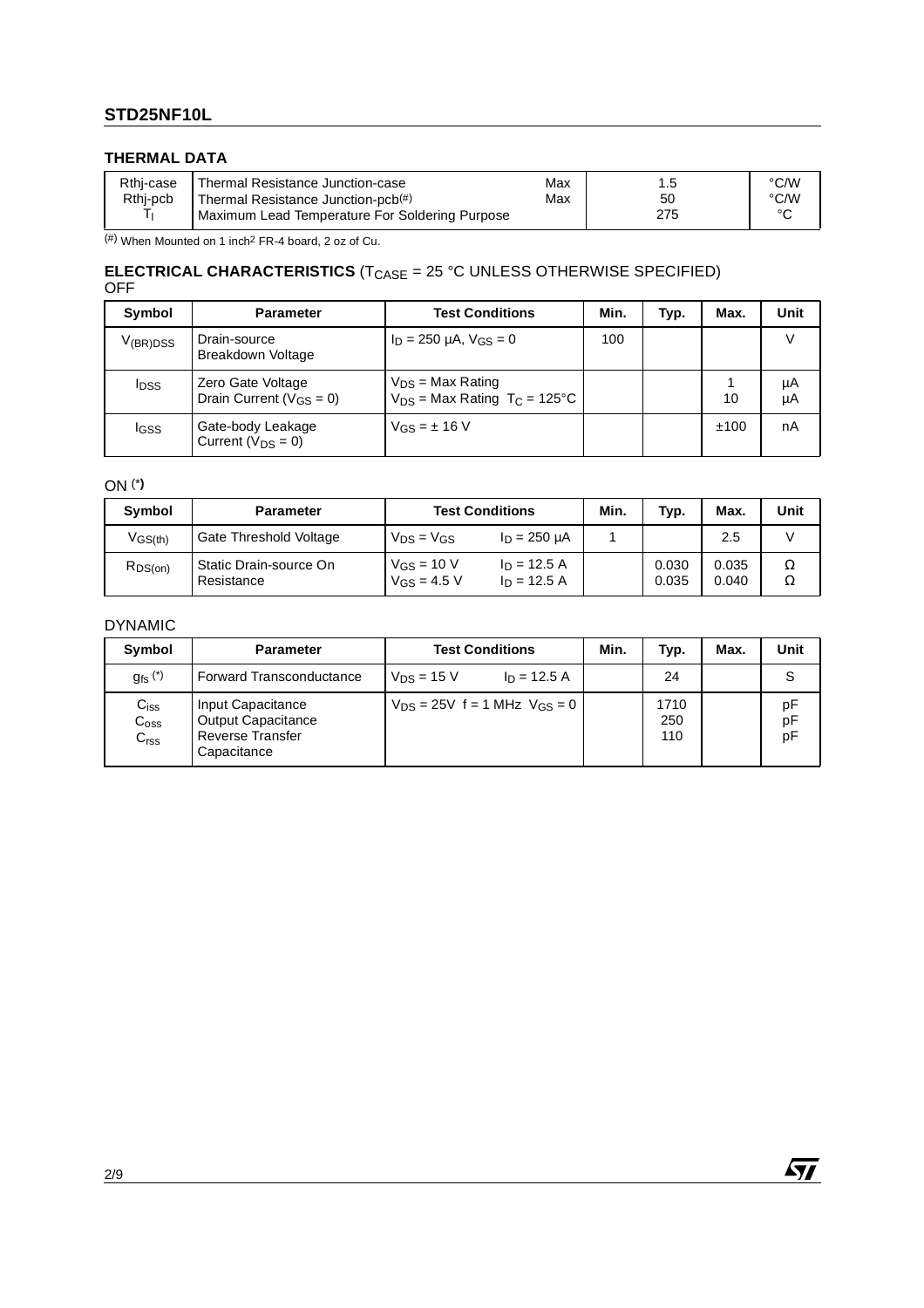## THERMAL DATA

| | | | | |
|---|---|---|---|---|
| Rthj-case | Thermal Resistance Junction-case | Max | 1.5 | °C/W |
| Rthj-pcb | Thermal Resistance Junction-pcb(#) | Max | 50 | °C/W |
| $T_l$ | Maximum Lead Temperature For Soldering Purpose | | 275 | °C |

(#) When Mounted on 1 inch² FR-4 board, 2 oz of Cu.

## ELECTRICAL CHARACTERISTICS ($T_{CASE}$ = 25 °C UNLESS OTHERWISE SPECIFIED)

OFF

| Symbol | Parameter | Test Conditions | Min. | Typ. | Max. | Unit |
|---|---|---|---|---|---|---|
| $V_{(BR)DSS}$ | Drain-source Breakdown Voltage | $I_D$ = 250 µA, $V_{GS}$ = 0 | 100 | | | V |
| $I_{DSS}$ | Zero Gate Voltage Drain Current ($V_{GS}$ = 0) | $V_{DS}$ = Max Rating<br>$V_{DS}$ = Max Rating $T_C$ = 125°C | | | 1<br>10 | µA<br>µA |
| $I_{GSS}$ | Gate-body Leakage Current ($V_{DS}$ = 0) | $V_{GS}$ = ± 16 V | | | ±100 | nA |

ON (*)

| Symbol | Parameter | Test Conditions | | Min. | Typ. | Max. | Unit |
|---|---|---|---|---|---|---|---|
| $V_{GS(th)}$ | Gate Threshold Voltage | $V_{DS}$ = $V_{GS}$ | $I_D$ = 250 µA | 1 | | 2.5 | V |
| $R_{DS(on)}$ | Static Drain-source On Resistance | $V_{GS}$ = 10 V<br>$V_{GS}$ = 4.5 V | $I_D$ = 12.5 A<br>$I_D$ = 12.5 A | | 0.030<br>0.035 | 0.035<br>0.040 | Ω<br>Ω |

DYNAMIC

| Symbol | Parameter | Test Conditions | | Min. | Typ. | Max. | Unit |
|---|---|---|---|---|---|---|---|
| $g_{fs}$ (*) | Forward Transconductance | $V_{DS}$ = 15 V | $I_D$ = 12.5 A | | 24 | | S |
| $C_{iss}$<br>$C_{oss}$<br>$C_{rss}$ | Input Capacitance<br>Output Capacitance<br>Reverse Transfer Capacitance | $V_{DS}$ = 25V f = 1 MHz $V_{GS}$ = 0 | | | 1710<br>250<br>110 | | pF<br>pF<br>pF |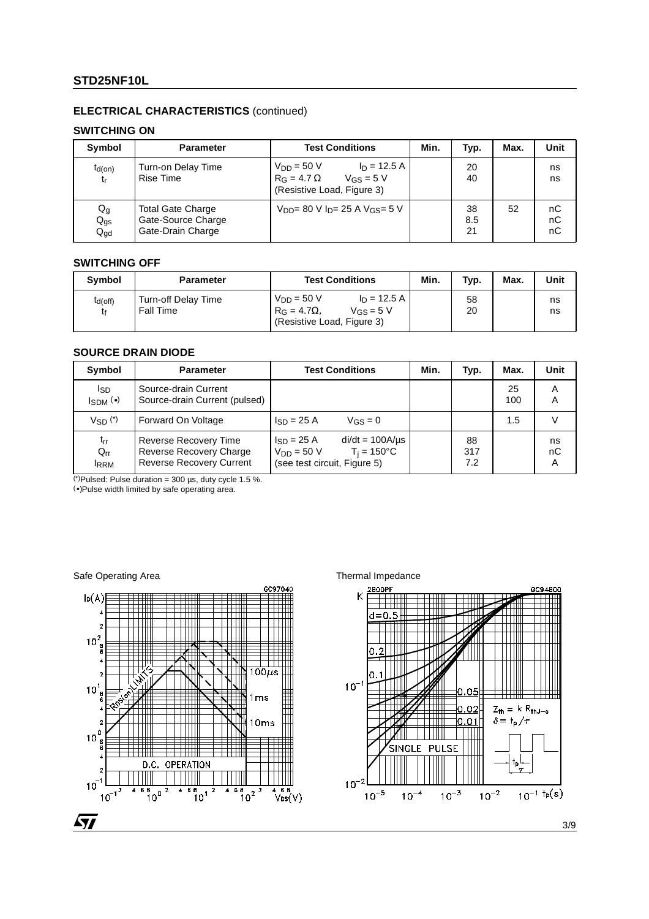## ELECTRICAL CHARACTERISTICS (continued)

### SWITCHING ON

| Symbol | Parameter | Test Conditions | Min. | Typ. | Max. | Unit |
|---|---|---|---|---|---|---|
| $t_{d(on)}$<br>$t_r$ | Turn-on Delay Time<br>Rise Time | $V_{DD} = 50$ V $I_D = 12.5$ A<br>$R_G = 4.7\ \Omega$ $V_{GS} = 5$ V<br>(Resistive Load, Figure 3) | | 20<br>40 | | ns<br>ns |
| $Q_g$<br>$Q_{gs}$<br>$Q_{gd}$ | Total Gate Charge<br>Gate-Source Charge<br>Gate-Drain Charge | $V_{DD}$= 80 V $I_D$= 25 A $V_{GS}$= 5 V | | 38<br>8.5<br>21 | 52 | nC<br>nC<br>nC |

### SWITCHING OFF

| Symbol | Parameter | Test Conditions | Min. | Typ. | Max. | Unit |
|---|---|---|---|---|---|---|
| $t_{d(off)}$<br>$t_f$ | Turn-off Delay Time<br>Fall Time | $V_{DD} = 50$ V $I_D = 12.5$ A<br>$R_G = 4.7\Omega$, $V_{GS} = 5$ V<br>(Resistive Load, Figure 3) | | 58<br>20 | | ns<br>ns |

### SOURCE DRAIN DIODE

| Symbol | Parameter | Test Conditions | Min. | Typ. | Max. | Unit |
|---|---|---|---|---|---|---|
| $I_{SD}$<br>$I_{SDM}$ (•) | Source-drain Current<br>Source-drain Current (pulsed) | | | | 25<br>100 | A<br>A |
| $V_{SD}$ (*) | Forward On Voltage | $I_{SD} = 25$ A $V_{GS} = 0$ | | | 1.5 | V |
| $t_{rr}$<br>$Q_{rr}$<br>$I_{RRM}$ | Reverse Recovery Time<br>Reverse Recovery Charge<br>Reverse Recovery Current | $I_{SD} = 25$ A di/dt = 100A/µs<br>$V_{DD} = 50$ V $T_j = 150°C$<br>(see test circuit, Figure 5) | | 88<br>317<br>7.2 | | ns<br>nC<br>A |

(*)Pulsed: Pulse duration = 300 µs, duty cycle 1.5 %.
(•)Pulse width limited by safe operating area.

Safe Operating Area

Thermal Impedance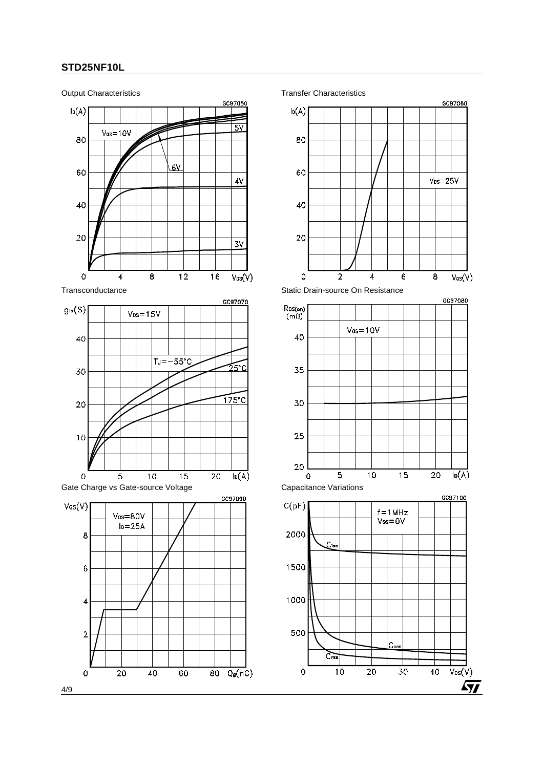Output Characteristics

Transfer Characteristics

Transconductance

Static Drain-source On Resistance

Gate Charge vs Gate-source Voltage

Capacitance Variations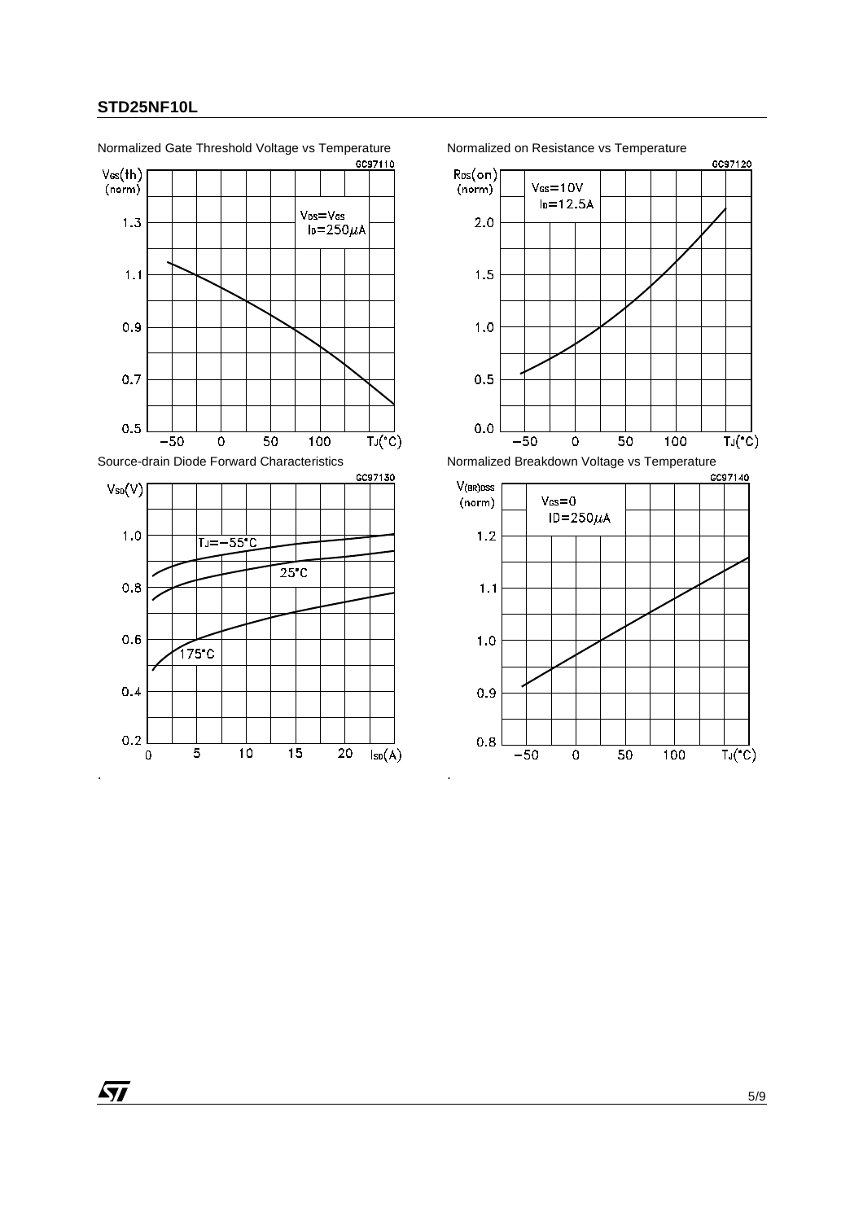Normalized Gate Threshold Voltage vs Temperature

Normalized on Resistance vs Temperature

Source-drain Diode Forward Characteristics

Normalized Breakdown Voltage vs Temperature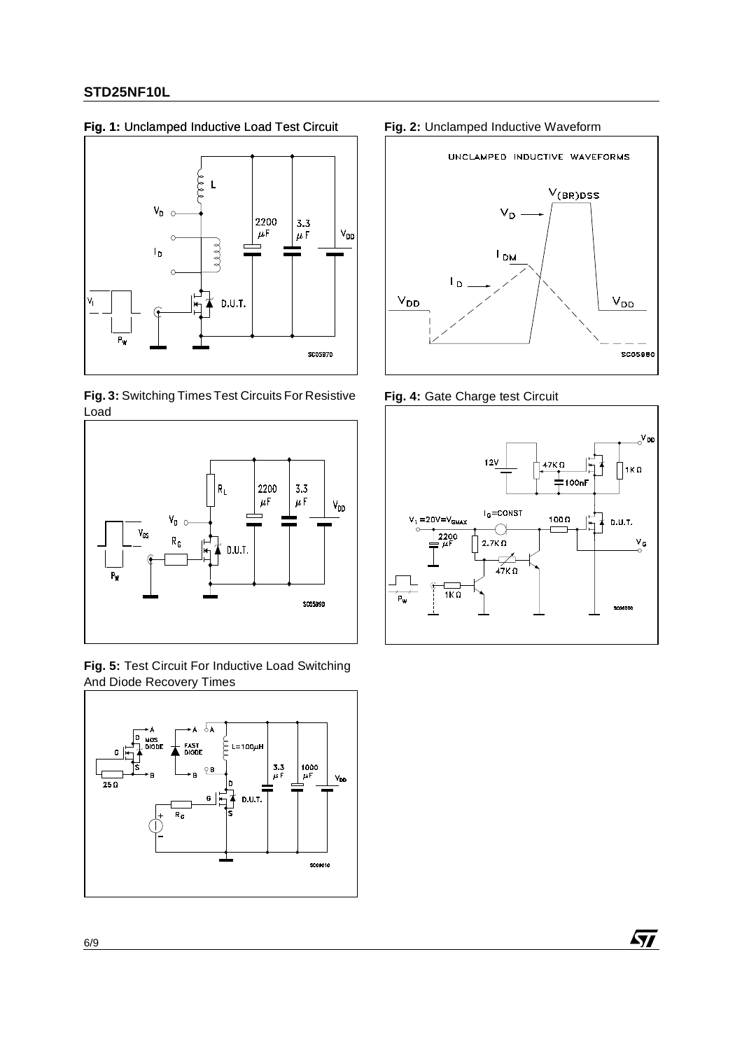**Fig. 1:** Unclamped Inductive Load Test Circuit

**Fig. 2:** Unclamped Inductive Waveform

**Fig. 3:** Switching Times Test Circuits For Resistive Load

**Fig. 4:** Gate Charge test Circuit

**Fig. 5:** Test Circuit For Inductive Load Switching And Diode Recovery Times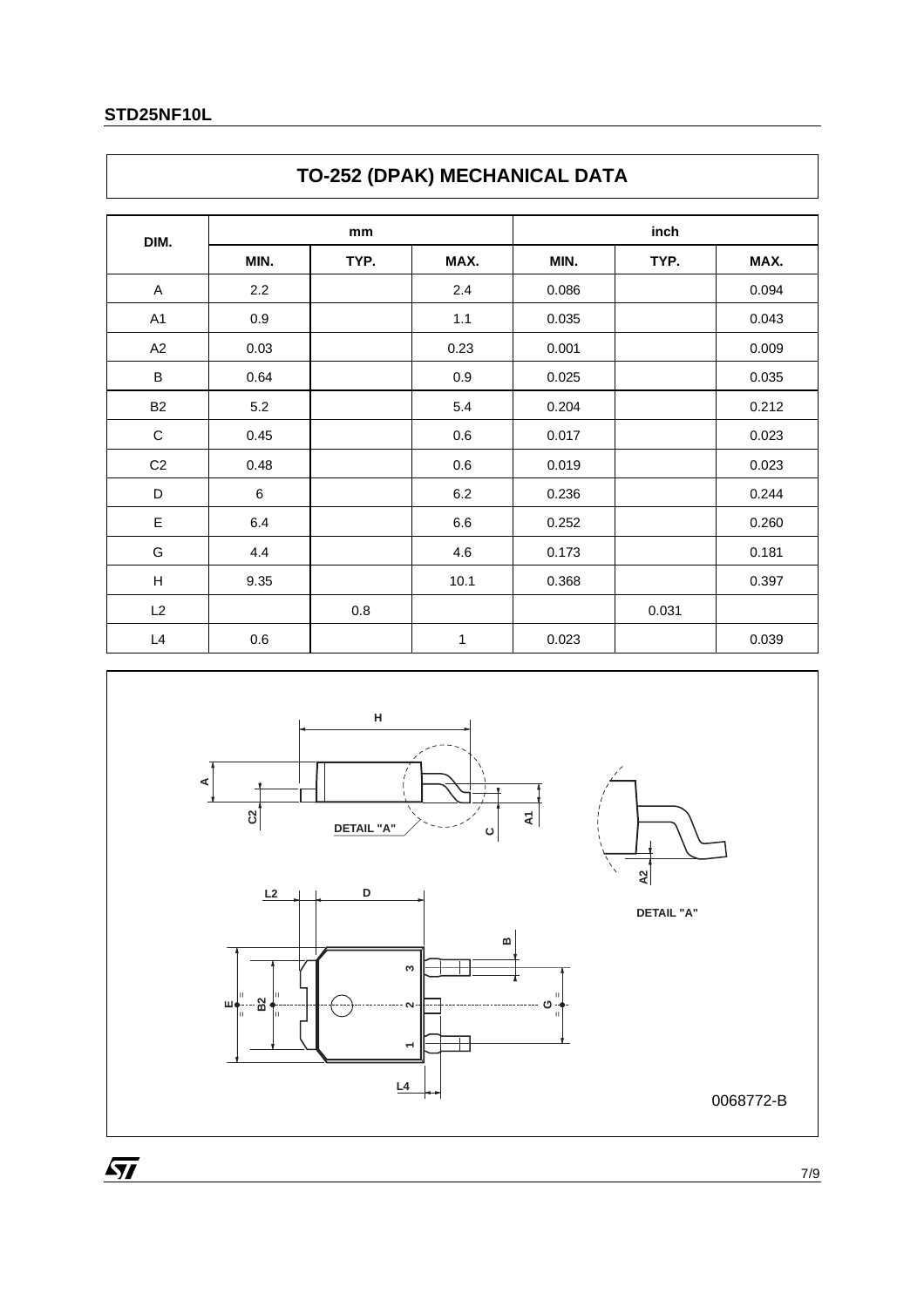# TO-252 (DPAK) MECHANICAL DATA

| DIM. | mm | | | inch | | |
|---|---|---|---|---|---|---|
| | MIN. | TYP. | MAX. | MIN. | TYP. | MAX. |
| A | 2.2 | | 2.4 | 0.086 | | 0.094 |
| A1 | 0.9 | | 1.1 | 0.035 | | 0.043 |
| A2 | 0.03 | | 0.23 | 0.001 | | 0.009 |
| B | 0.64 | | 0.9 | 0.025 | | 0.035 |
| B2 | 5.2 | | 5.4 | 0.204 | | 0.212 |
| C | 0.45 | | 0.6 | 0.017 | | 0.023 |
| C2 | 0.48 | | 0.6 | 0.019 | | 0.023 |
| D | 6 | | 6.2 | 0.236 | | 0.244 |
| E | 6.4 | | 6.6 | 0.252 | | 0.260 |
| G | 4.4 | | 4.6 | 0.173 | | 0.181 |
| H | 9.35 | | 10.1 | 0.368 | | 0.397 |
| L2 | | 0.8 | | | 0.031 | |
| L4 | 0.6 | | 1 | 0.023 | | 0.039 |

0068772-B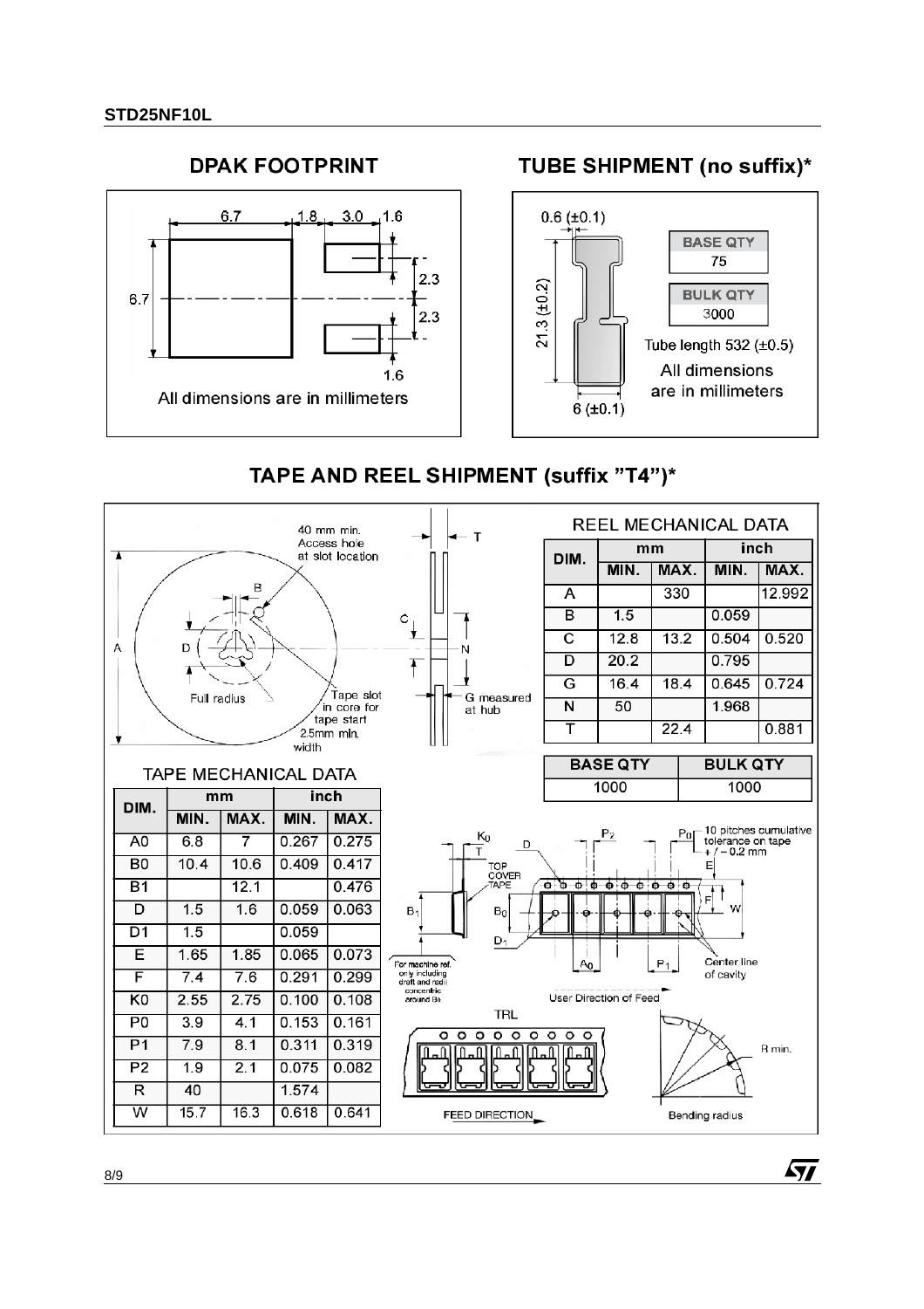## DPAK FOOTPRINT

All dimensions are in millimeters

## TUBE SHIPMENT (no suffix)*

| BASE QTY |
|---|
| 75 |

| BULK QTY |
|---|
| 3000 |

Tube length 532 (±0.5)

All dimensions are in millimeters

## TAPE AND REEL SHIPMENT (suffix "T4")*

REEL MECHANICAL DATA

| DIM. | mm | | inch | |
|---|---|---|---|---|
| | MIN. | MAX. | MIN. | MAX. |
| A | | 330 | | 12.992 |
| B | 1.5 | | 0.059 | |
| C | 12.8 | 13.2 | 0.504 | 0.520 |
| D | 20.2 | | 0.795 | |
| G | 16.4 | 18.4 | 0.645 | 0.724 |
| N | 50 | | 1.968 | |
| T | | 22.4 | | 0.881 |

| BASE QTY | BULK QTY |
|---|---|
| 1000 | 1000 |

TAPE MECHANICAL DATA

| DIM. | mm | | inch | |
|---|---|---|---|---|
| | MIN. | MAX. | MIN. | MAX. |
| A0 | 6.8 | 7 | 0.267 | 0.275 |
| B0 | 10.4 | 10.6 | 0.409 | 0.417 |
| B1 | | 12.1 | | 0.476 |
| D | 1.5 | 1.6 | 0.059 | 0.063 |
| D1 | 1.5 | | 0.059 | |
| E | 1.65 | 1.85 | 0.065 | 0.073 |
| F | 7.4 | 7.6 | 0.291 | 0.299 |
| K0 | 2.55 | 2.75 | 0.100 | 0.108 |
| P0 | 3.9 | 4.1 | 0.153 | 0.161 |
| P1 | 7.9 | 8.1 | 0.311 | 0.319 |
| P2 | 1.9 | 2.1 | 0.075 | 0.082 |
| R | 40 | | 1.574 | |
| W | 15.7 | 16.3 | 0.618 | 0.641 |

10 pitches cumulative tolerance on tape +/− 0.2 mm

For machine ref. only including draft and radii concentric around B0

User Direction of Feed

FEED DIRECTION

Bending radius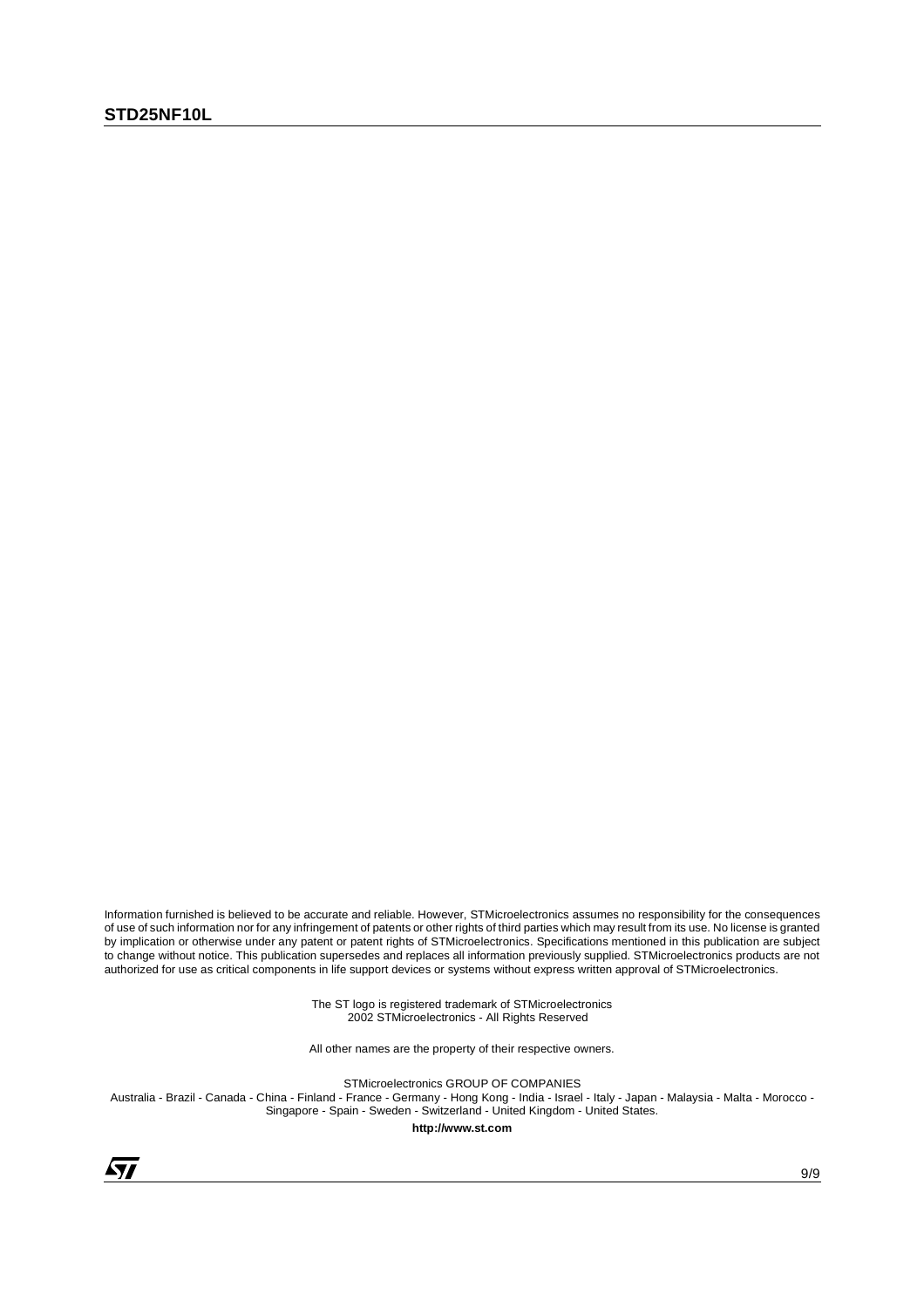Information furnished is believed to be accurate and reliable. However, STMicroelectronics assumes no responsibility for the consequences of use of such information nor for any infringement of patents or other rights of third parties which may result from its use. No license is granted by implication or otherwise under any patent or patent rights of STMicroelectronics. Specifications mentioned in this publication are subject to change without notice. This publication supersedes and replaces all information previously supplied. STMicroelectronics products are not authorized for use as critical components in life support devices or systems without express written approval of STMicroelectronics.

The ST logo is registered trademark of STMicroelectronics
2002 STMicroelectronics - All Rights Reserved

All other names are the property of their respective owners.

STMicroelectronics GROUP OF COMPANIES
Australia - Brazil - Canada - China - Finland - France - Germany - Hong Kong - India - Israel - Italy - Japan - Malaysia - Malta - Morocco - Singapore - Spain - Sweden - Switzerland - United Kingdom - United States.

**http://www.st.com**